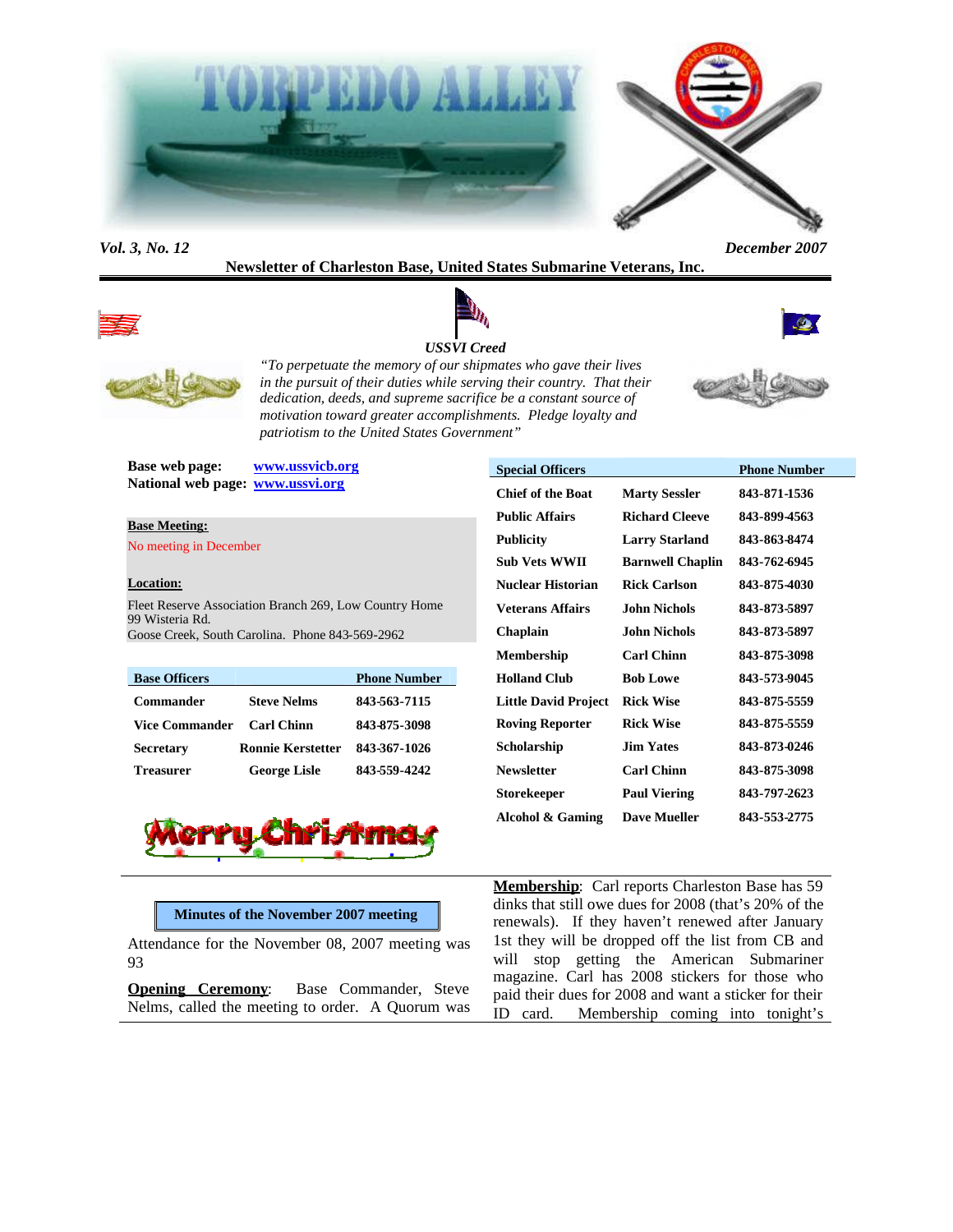# TORPEDO ALLEY

*Vol. 3, No. 12* *December 2007*

**Newsletter of Charleston Base, United States Submarine Veterans, Inc.**

***USSVI Creed***

*"To perpetuate the memory of our shipmates who gave their lives in the pursuit of their duties while serving their country. That their dedication, deeds, and supreme sacrifice be a constant source of motivation toward greater accomplishments. Pledge loyalty and patriotism to the United States Government"*

**Base web page:** www.ussvicb.org
**National web page:** www.ussvi.org

**Base Meeting:**

No meeting in December

**Location:**

Fleet Reserve Association Branch 269, Low Country Home
99 Wisteria Rd.
Goose Creek, South Carolina. Phone 843-569-2962

| Base Officers | | Phone Number |
|---|---|---|
| Commander | Steve Nelms | 843-563-7115 |
| Vice Commander | Carl Chinn | 843-875-3098 |
| Secretary | Ronnie Kerstetter | 843-367-1026 |
| Treasurer | George Lisle | 843-559-4242 |

| Special Officers | | Phone Number |
|---|---|---|
| Chief of the Boat | Marty Sessler | 843-871-1536 |
| Public Affairs | Richard Cleeve | 843-899-4563 |
| Publicity | Larry Starland | 843-863-8474 |
| Sub Vets WWII | Barnwell Chaplin | 843-762-6945 |
| Nuclear Historian | Rick Carlson | 843-875-4030 |
| Veterans Affairs | John Nichols | 843-873-5897 |
| Chaplain | John Nichols | 843-873-5897 |
| Membership | Carl Chinn | 843-875-3098 |
| Holland Club | Bob Lowe | 843-573-9045 |
| Little David Project | Rick Wise | 843-875-5559 |
| Roving Reporter | Rick Wise | 843-875-5559 |
| Scholarship | Jim Yates | 843-873-0246 |
| Newsletter | Carl Chinn | 843-875-3098 |
| Storekeeper | Paul Viering | 843-797-2623 |
| Alcohol & Gaming | Dave Mueller | 843-553-2775 |

Merry Christmas

## Minutes of the November 2007 meeting

Attendance for the November 08, 2007 meeting was 93

**Opening Ceremony**: Base Commander, Steve Nelms, called the meeting to order. A Quorum was

**Membership**: Carl reports Charleston Base has 59 dinks that still owe dues for 2008 (that's 20% of the renewals). If they haven't renewed after January 1st they will be dropped off the list from CB and will stop getting the American Submariner magazine. Carl has 2008 stickers for those who paid their dues for 2008 and want a sticker for their ID card. Membership coming into tonight's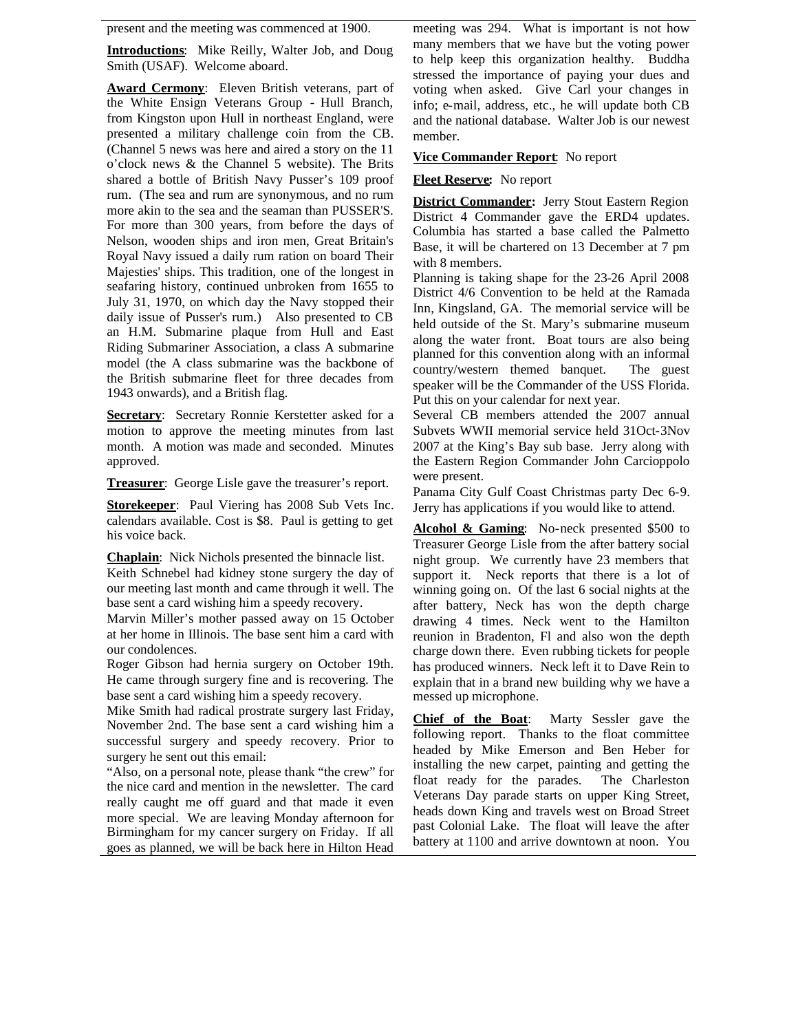present and the meeting was commenced at 1900.

**Introductions**: Mike Reilly, Walter Job, and Doug Smith (USAF). Welcome aboard.

**Award Cermony**: Eleven British veterans, part of the White Ensign Veterans Group - Hull Branch, from Kingston upon Hull in northeast England, were presented a military challenge coin from the CB. (Channel 5 news was here and aired a story on the 11 o'clock news & the Channel 5 website). The Brits shared a bottle of British Navy Pusser's 109 proof rum. (The sea and rum are synonymous, and no rum more akin to the sea and the seaman than PUSSER'S. For more than 300 years, from before the days of Nelson, wooden ships and iron men, Great Britain's Royal Navy issued a daily rum ration on board Their Majesties' ships. This tradition, one of the longest in seafaring history, continued unbroken from 1655 to July 31, 1970, on which day the Navy stopped their daily issue of Pusser's rum.) Also presented to CB an H.M. Submarine plaque from Hull and East Riding Submariner Association, a class A submarine model (the A class submarine was the backbone of the British submarine fleet for three decades from 1943 onwards), and a British flag.

**Secretary**: Secretary Ronnie Kerstetter asked for a motion to approve the meeting minutes from last month. A motion was made and seconded. Minutes approved.

**Treasurer**: George Lisle gave the treasurer's report.

**Storekeeper**: Paul Viering has 2008 Sub Vets Inc. calendars available. Cost is $8. Paul is getting to get his voice back.

**Chaplain**: Nick Nichols presented the binnacle list.

Keith Schnebel had kidney stone surgery the day of our meeting last month and came through it well. The base sent a card wishing him a speedy recovery.

Marvin Miller's mother passed away on 15 October at her home in Illinois. The base sent him a card with our condolences.

Roger Gibson had hernia surgery on October 19th. He came through surgery fine and is recovering. The base sent a card wishing him a speedy recovery.

Mike Smith had radical prostrate surgery last Friday, November 2nd. The base sent a card wishing him a successful surgery and speedy recovery. Prior to surgery he sent out this email:

"Also, on a personal note, please thank "the crew" for the nice card and mention in the newsletter. The card really caught me off guard and that made it even more special. We are leaving Monday afternoon for Birmingham for my cancer surgery on Friday. If all goes as planned, we will be back here in Hilton Head meeting was 294. What is important is not how many members that we have but the voting power to help keep this organization healthy. Buddha stressed the importance of paying your dues and voting when asked. Give Carl your changes in info; e-mail, address, etc., he will update both CB and the national database. Walter Job is our newest member.

**Vice Commander Report**: No report

**Fleet Reserve:** No report

**District Commander:** Jerry Stout Eastern Region District 4 Commander gave the ERD4 updates. Columbia has started a base called the Palmetto Base, it will be chartered on 13 December at 7 pm with 8 members.

Planning is taking shape for the 23-26 April 2008 District 4/6 Convention to be held at the Ramada Inn, Kingsland, GA. The memorial service will be held outside of the St. Mary's submarine museum along the water front. Boat tours are also being planned for this convention along with an informal country/western themed banquet. The guest speaker will be the Commander of the USS Florida. Put this on your calendar for next year.

Several CB members attended the 2007 annual Subvets WWII memorial service held 31Oct-3Nov 2007 at the King's Bay sub base. Jerry along with the Eastern Region Commander John Carcioppolo were present.

Panama City Gulf Coast Christmas party Dec 6-9. Jerry has applications if you would like to attend.

**Alcohol & Gaming**: No-neck presented $500 to Treasurer George Lisle from the after battery social night group. We currently have 23 members that support it. Neck reports that there is a lot of winning going on. Of the last 6 social nights at the after battery, Neck has won the depth charge drawing 4 times. Neck went to the Hamilton reunion in Bradenton, Fl and also won the depth charge down there. Even rubbing tickets for people has produced winners. Neck left it to Dave Rein to explain that in a brand new building why we have a messed up microphone.

**Chief of the Boat**: Marty Sessler gave the following report. Thanks to the float committee headed by Mike Emerson and Ben Heber for installing the new carpet, painting and getting the float ready for the parades. The Charleston Veterans Day parade starts on upper King Street, heads down King and travels west on Broad Street past Colonial Lake. The float will leave the after battery at 1100 and arrive downtown at noon. You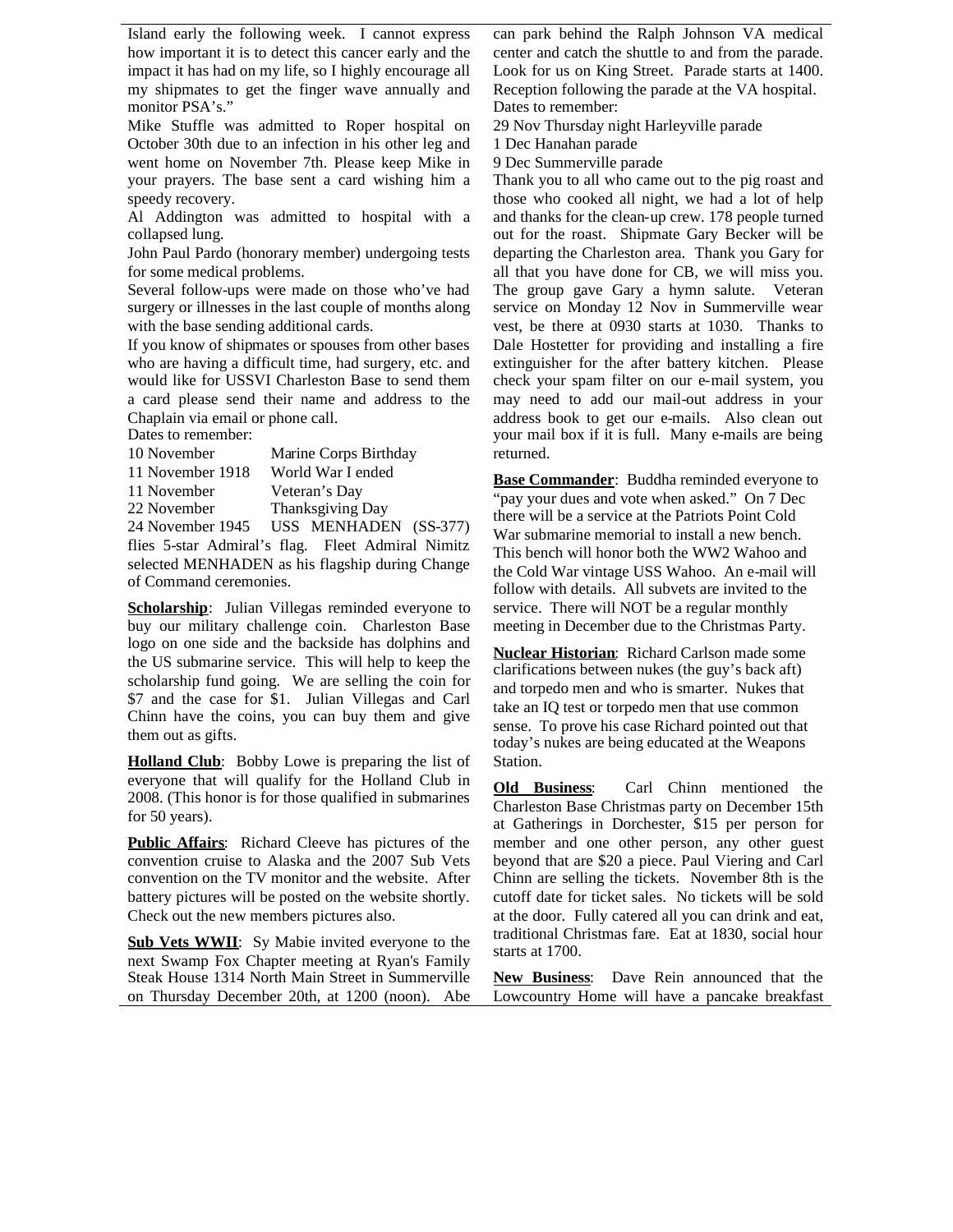Island early the following week. I cannot express how important it is to detect this cancer early and the impact it has had on my life, so I highly encourage all my shipmates to get the finger wave annually and monitor PSA's."

Mike Stuffle was admitted to Roper hospital on October 30th due to an infection in his other leg and went home on November 7th. Please keep Mike in your prayers. The base sent a card wishing him a speedy recovery.

Al Addington was admitted to hospital with a collapsed lung.

John Paul Pardo (honorary member) undergoing tests for some medical problems.

Several follow-ups were made on those who've had surgery or illnesses in the last couple of months along with the base sending additional cards.

If you know of shipmates or spouses from other bases who are having a difficult time, had surgery, etc. and would like for USSVI Charleston Base to send them a card please send their name and address to the Chaplain via email or phone call.

Dates to remember:

| | |
|---|---|
| 10 November | Marine Corps Birthday |
| 11 November 1918 | World War I ended |
| 11 November | Veteran's Day |
| 22 November | Thanksgiving Day |
| 24 November 1945 | USS MENHADEN (SS-377) |

flies 5-star Admiral's flag. Fleet Admiral Nimitz selected MENHADEN as his flagship during Change of Command ceremonies.

**Scholarship**: Julian Villegas reminded everyone to buy our military challenge coin. Charleston Base logo on one side and the backside has dolphins and the US submarine service. This will help to keep the scholarship fund going. We are selling the coin for $7 and the case for $1. Julian Villegas and Carl Chinn have the coins, you can buy them and give them out as gifts.

**Holland Club**: Bobby Lowe is preparing the list of everyone that will qualify for the Holland Club in 2008. (This honor is for those qualified in submarines for 50 years).

**Public Affairs**: Richard Cleeve has pictures of the convention cruise to Alaska and the 2007 Sub Vets convention on the TV monitor and the website. After battery pictures will be posted on the website shortly. Check out the new members pictures also.

**Sub Vets WWII**: Sy Mabie invited everyone to the next Swamp Fox Chapter meeting at Ryan's Family Steak House 1314 North Main Street in Summerville on Thursday December 20th, at 1200 (noon). Abe can park behind the Ralph Johnson VA medical center and catch the shuttle to and from the parade. Look for us on King Street. Parade starts at 1400. Reception following the parade at the VA hospital.

Dates to remember:

29 Nov Thursday night Harleyville parade

1 Dec Hanahan parade

9 Dec Summerville parade

Thank you to all who came out to the pig roast and those who cooked all night, we had a lot of help and thanks for the clean-up crew. 178 people turned out for the roast. Shipmate Gary Becker will be departing the Charleston area. Thank you Gary for all that you have done for CB, we will miss you. The group gave Gary a hymn salute. Veteran service on Monday 12 Nov in Summerville wear vest, be there at 0930 starts at 1030. Thanks to Dale Hostetter for providing and installing a fire extinguisher for the after battery kitchen. Please check your spam filter on our e-mail system, you may need to add our mail-out address in your address book to get our e-mails. Also clean out your mail box if it is full. Many e-mails are being returned.

**Base Commander**: Buddha reminded everyone to "pay your dues and vote when asked." On 7 Dec there will be a service at the Patriots Point Cold War submarine memorial to install a new bench. This bench will honor both the WW2 Wahoo and the Cold War vintage USS Wahoo. An e-mail will follow with details. All subvets are invited to the service. There will NOT be a regular monthly meeting in December due to the Christmas Party.

**Nuclear Historian**: Richard Carlson made some clarifications between nukes (the guy's back aft) and torpedo men and who is smarter. Nukes that take an IQ test or torpedo men that use common sense. To prove his case Richard pointed out that today's nukes are being educated at the Weapons Station.

**Old Business**: Carl Chinn mentioned the Charleston Base Christmas party on December 15th at Gatherings in Dorchester, $15 per person for member and one other person, any other guest beyond that are $20 a piece. Paul Viering and Carl Chinn are selling the tickets. November 8th is the cutoff date for ticket sales. No tickets will be sold at the door. Fully catered all you can drink and eat, traditional Christmas fare. Eat at 1830, social hour starts at 1700.

**New Business**: Dave Rein announced that the Lowcountry Home will have a pancake breakfast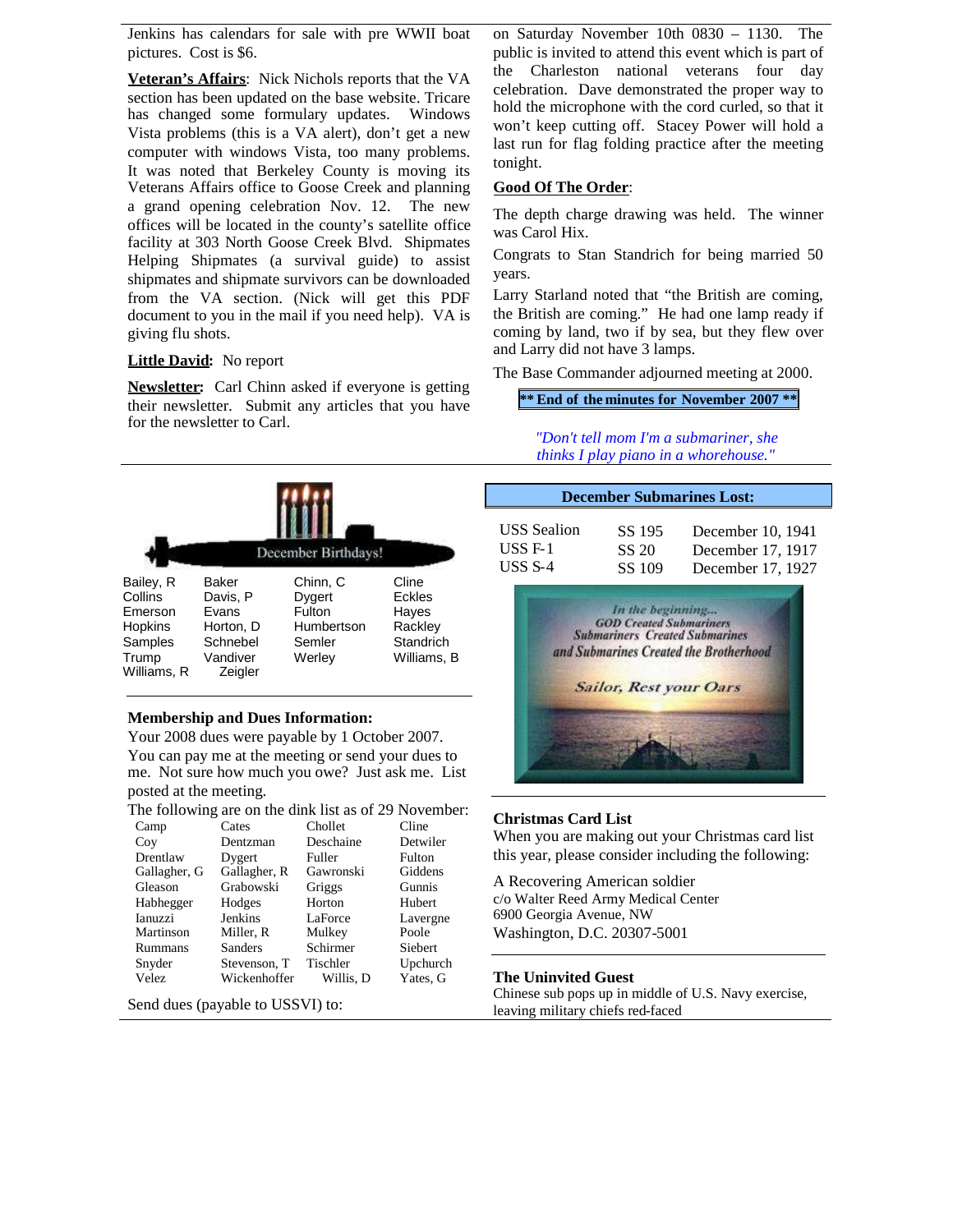Jenkins has calendars for sale with pre WWII boat pictures. Cost is $6.

**Veteran's Affairs**: Nick Nichols reports that the VA section has been updated on the base website. Tricare has changed some formulary updates. Windows Vista problems (this is a VA alert), don't get a new computer with windows Vista, too many problems. It was noted that Berkeley County is moving its Veterans Affairs office to Goose Creek and planning a grand opening celebration Nov. 12. The new offices will be located in the county's satellite office facility at 303 North Goose Creek Blvd. Shipmates Helping Shipmates (a survival guide) to assist shipmates and shipmate survivors can be downloaded from the VA section. (Nick will get this PDF document to you in the mail if you need help). VA is giving flu shots.

**Little David:** No report

**Newsletter:** Carl Chinn asked if everyone is getting their newsletter. Submit any articles that you have for the newsletter to Carl.

on Saturday November 10th 0830 – 1130. The public is invited to attend this event which is part of the Charleston national veterans four day celebration. Dave demonstrated the proper way to hold the microphone with the cord curled, so that it won't keep cutting off. Stacey Power will hold a last run for flag folding practice after the meeting tonight.

**Good Of The Order**:

The depth charge drawing was held. The winner was Carol Hix.

Congrats to Stan Standrich for being married 50 years.

Larry Starland noted that "the British are coming, the British are coming." He had one lamp ready if coming by land, two if by sea, but they flew over and Larry did not have 3 lamps.

The Base Commander adjourned meeting at 2000.

**\*\* End of the minutes for November 2007 \*\***

*"Don't tell mom I'm a submariner, she thinks I play piano in a whorehouse."*

## December Birthdays!

| | | | |
|---|---|---|---|
| Bailey, R | Baker | Chinn, C | Cline |
| Collins | Davis, P | Dygert | Eckles |
| Emerson | Evans | Fulton | Hayes |
| Hopkins | Horton, D | Humbertson | Rackley |
| Samples | Schnebel | Semler | Standrich |
| Trump | Vandiver | Werley | Williams, B |
| Williams, R | Zeigler | | |

### Membership and Dues Information:

Your 2008 dues were payable by 1 October 2007. You can pay me at the meeting or send your dues to me. Not sure how much you owe? Just ask me. List posted at the meeting.

The following are on the dink list as of 29 November:

| | | | |
|---|---|---|---|
| Camp | Cates | Chollet | Cline |
| Coy | Dentzman | Deschaine | Detwiler |
| Drentlaw | Dygert | Fuller | Fulton |
| Gallagher, G | Gallagher, R | Gawronski | Giddens |
| Gleason | Grabowski | Griggs | Gunnis |
| Habhegger | Hodges | Horton | Hubert |
| Ianuzzi | Jenkins | LaForce | Lavergne |
| Martinson | Miller, R | Mulkey | Poole |
| Rummans | Sanders | Schirmer | Siebert |
| Snyder | Stevenson, T | Tischler | Upchurch |
| Velez | Wickenhoffer | Willis, D | Yates, G |

Send dues (payable to USSVI) to:

## December Submarines Lost:

| | | |
|---|---|---|
| USS Sealion | SS 195 | December 10, 1941 |
| USS F-1 | SS 20 | December 17, 1917 |
| USS S-4 | SS 109 | December 17, 1927 |

*In the beginning...*
*GOD Created Submariners*
*Submariners Created Submarines*
*and Submarines Created the Brotherhood*

*Sailor, Rest your Oars*

### Christmas Card List

When you are making out your Christmas card list this year, please consider including the following:

A Recovering American soldier
c/o Walter Reed Army Medical Center
6900 Georgia Avenue, NW
Washington, D.C. 20307-5001

### The Uninvited Guest

Chinese sub pops up in middle of U.S. Navy exercise, leaving military chiefs red-faced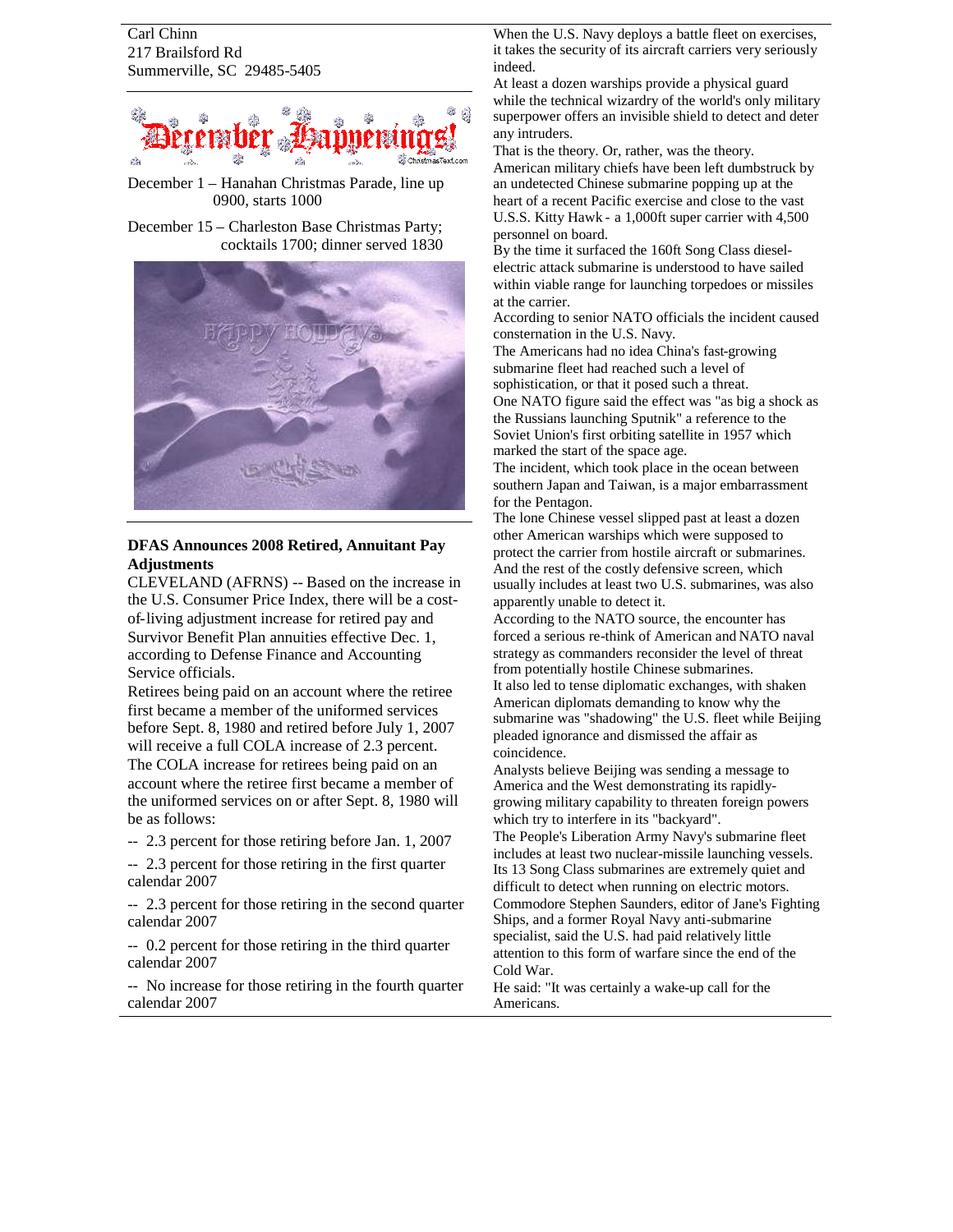Carl Chinn
217 Brailsford Rd
Summerville, SC 29485-5405

December Happenings!

December 1 – Hanahan Christmas Parade, line up 0900, starts 1000

December 15 – Charleston Base Christmas Party; cocktails 1700; dinner served 1830

### DFAS Announces 2008 Retired, Annuitant Pay Adjustments

CLEVELAND (AFRNS) -- Based on the increase in the U.S. Consumer Price Index, there will be a cost-of-living adjustment increase for retired pay and Survivor Benefit Plan annuities effective Dec. 1, according to Defense Finance and Accounting Service officials.

Retirees being paid on an account where the retiree first became a member of the uniformed services before Sept. 8, 1980 and retired before July 1, 2007 will receive a full COLA increase of 2.3 percent. The COLA increase for retirees being paid on an account where the retiree first became a member of the uniformed services on or after Sept. 8, 1980 will be as follows:

-- 2.3 percent for those retiring before Jan. 1, 2007

-- 2.3 percent for those retiring in the first quarter calendar 2007

-- 2.3 percent for those retiring in the second quarter calendar 2007

-- 0.2 percent for those retiring in the third quarter calendar 2007

-- No increase for those retiring in the fourth quarter calendar 2007

When the U.S. Navy deploys a battle fleet on exercises, it takes the security of its aircraft carriers very seriously indeed.

At least a dozen warships provide a physical guard while the technical wizardry of the world's only military superpower offers an invisible shield to detect and deter any intruders.

That is the theory. Or, rather, was the theory.

American military chiefs have been left dumbstruck by an undetected Chinese submarine popping up at the heart of a recent Pacific exercise and close to the vast U.S.S. Kitty Hawk - a 1,000ft super carrier with 4,500 personnel on board.

By the time it surfaced the 160ft Song Class diesel-electric attack submarine is understood to have sailed within viable range for launching torpedoes or missiles at the carrier.

According to senior NATO officials the incident caused consternation in the U.S. Navy.

The Americans had no idea China's fast-growing submarine fleet had reached such a level of sophistication, or that it posed such a threat.

One NATO figure said the effect was "as big a shock as the Russians launching Sputnik" a reference to the Soviet Union's first orbiting satellite in 1957 which marked the start of the space age.

The incident, which took place in the ocean between southern Japan and Taiwan, is a major embarrassment for the Pentagon.

The lone Chinese vessel slipped past at least a dozen other American warships which were supposed to protect the carrier from hostile aircraft or submarines. And the rest of the costly defensive screen, which usually includes at least two U.S. submarines, was also apparently unable to detect it.

According to the NATO source, the encounter has forced a serious re-think of American and NATO naval strategy as commanders reconsider the level of threat from potentially hostile Chinese submarines.

It also led to tense diplomatic exchanges, with shaken American diplomats demanding to know why the submarine was "shadowing" the U.S. fleet while Beijing pleaded ignorance and dismissed the affair as coincidence.

Analysts believe Beijing was sending a message to America and the West demonstrating its rapidly-growing military capability to threaten foreign powers which try to interfere in its "backyard".

The People's Liberation Army Navy's submarine fleet includes at least two nuclear-missile launching vessels. Its 13 Song Class submarines are extremely quiet and difficult to detect when running on electric motors.

Commodore Stephen Saunders, editor of Jane's Fighting Ships, and a former Royal Navy anti-submarine specialist, said the U.S. had paid relatively little attention to this form of warfare since the end of the Cold War.

He said: "It was certainly a wake-up call for the Americans.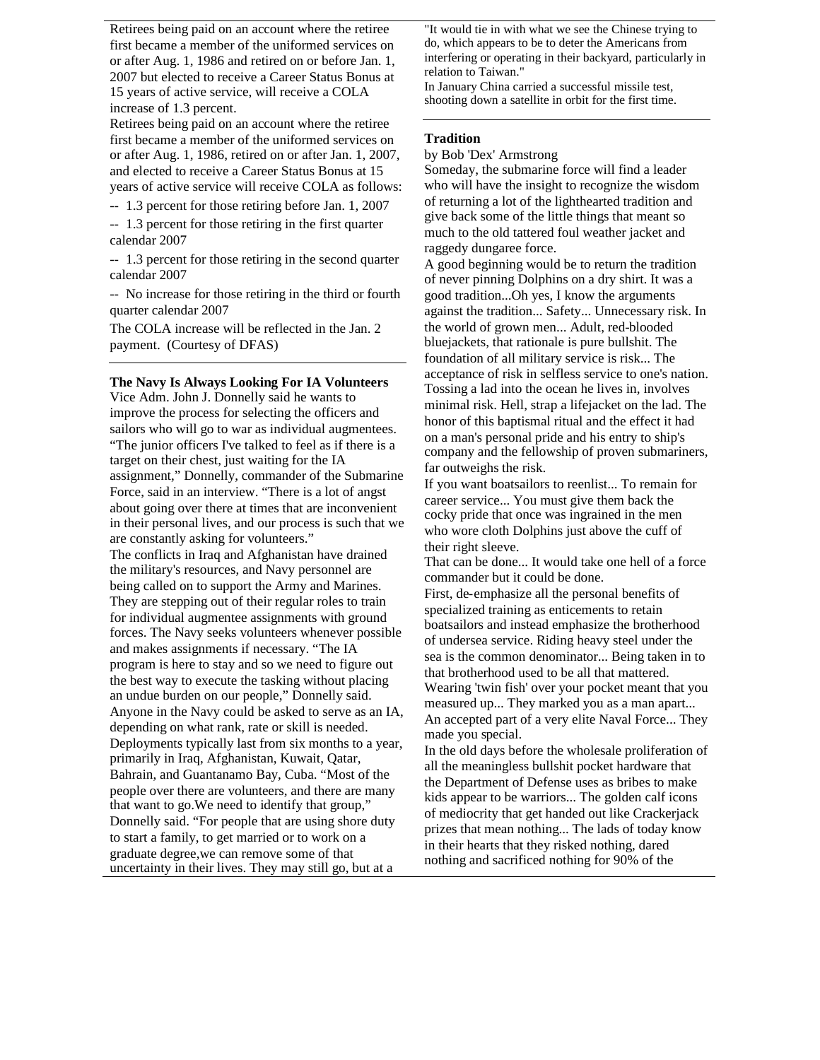Retirees being paid on an account where the retiree first became a member of the uniformed services on or after Aug. 1, 1986 and retired on or before Jan. 1, 2007 but elected to receive a Career Status Bonus at 15 years of active service, will receive a COLA increase of 1.3 percent.

Retirees being paid on an account where the retiree first became a member of the uniformed services on or after Aug. 1, 1986, retired on or after Jan. 1, 2007, and elected to receive a Career Status Bonus at 15 years of active service will receive COLA as follows:

-- 1.3 percent for those retiring before Jan. 1, 2007

-- 1.3 percent for those retiring in the first quarter calendar 2007

-- 1.3 percent for those retiring in the second quarter calendar 2007

-- No increase for those retiring in the third or fourth quarter calendar 2007

The COLA increase will be reflected in the Jan. 2 payment. (Courtesy of DFAS)

**The Navy Is Always Looking For IA Volunteers**

Vice Adm. John J. Donnelly said he wants to improve the process for selecting the officers and sailors who will go to war as individual augmentees. “The junior officers I've talked to feel as if there is a target on their chest, just waiting for the IA assignment,” Donnelly, commander of the Submarine Force, said in an interview. “There is a lot of angst about going over there at times that are inconvenient in their personal lives, and our process is such that we are constantly asking for volunteers.”

The conflicts in Iraq and Afghanistan have drained the military's resources, and Navy personnel are being called on to support the Army and Marines. They are stepping out of their regular roles to train for individual augmentee assignments with ground forces. The Navy seeks volunteers whenever possible and makes assignments if necessary. “The IA program is here to stay and so we need to figure out the best way to execute the tasking without placing an undue burden on our people,” Donnelly said.

Anyone in the Navy could be asked to serve as an IA, depending on what rank, rate or skill is needed. Deployments typically last from six months to a year, primarily in Iraq, Afghanistan, Kuwait, Qatar, Bahrain, and Guantanamo Bay, Cuba. “Most of the people over there are volunteers, and there are many that want to go.We need to identify that group,” Donnelly said. “For people that are using shore duty to start a family, to get married or to work on a graduate degree,we can remove some of that uncertainty in their lives. They may still go, but at a

"It would tie in with what we see the Chinese trying to do, which appears to be to deter the Americans from interfering or operating in their backyard, particularly in relation to Taiwan."

In January China carried a successful missile test, shooting down a satellite in orbit for the first time.

**Tradition**

by Bob 'Dex' Armstrong

Someday, the submarine force will find a leader who will have the insight to recognize the wisdom of returning a lot of the lighthearted tradition and give back some of the little things that meant so much to the old tattered foul weather jacket and raggedy dungaree force.

A good beginning would be to return the tradition of never pinning Dolphins on a dry shirt. It was a good tradition...Oh yes, I know the arguments against the tradition... Safety... Unnecessary risk. In the world of grown men... Adult, red-blooded bluejackets, that rationale is pure bullshit. The foundation of all military service is risk... The acceptance of risk in selfless service to one's nation. Tossing a lad into the ocean he lives in, involves minimal risk. Hell, strap a lifejacket on the lad. The honor of this baptismal ritual and the effect it had on a man's personal pride and his entry to ship's company and the fellowship of proven submariners, far outweighs the risk.

If you want boatsailors to reenlist... To remain for career service... You must give them back the cocky pride that once was ingrained in the men who wore cloth Dolphins just above the cuff of their right sleeve.

That can be done... It would take one hell of a force commander but it could be done.

First, de-emphasize all the personal benefits of specialized training as enticements to retain boatsailors and instead emphasize the brotherhood of undersea service. Riding heavy steel under the sea is the common denominator... Being taken in to that brotherhood used to be all that mattered. Wearing 'twin fish' over your pocket meant that you measured up... They marked you as a man apart... An accepted part of a very elite Naval Force... They made you special.

In the old days before the wholesale proliferation of all the meaningless bullshit pocket hardware that the Department of Defense uses as bribes to make kids appear to be warriors... The golden calf icons of mediocrity that get handed out like Crackerjack prizes that mean nothing... The lads of today know in their hearts that they risked nothing, dared nothing and sacrificed nothing for 90% of the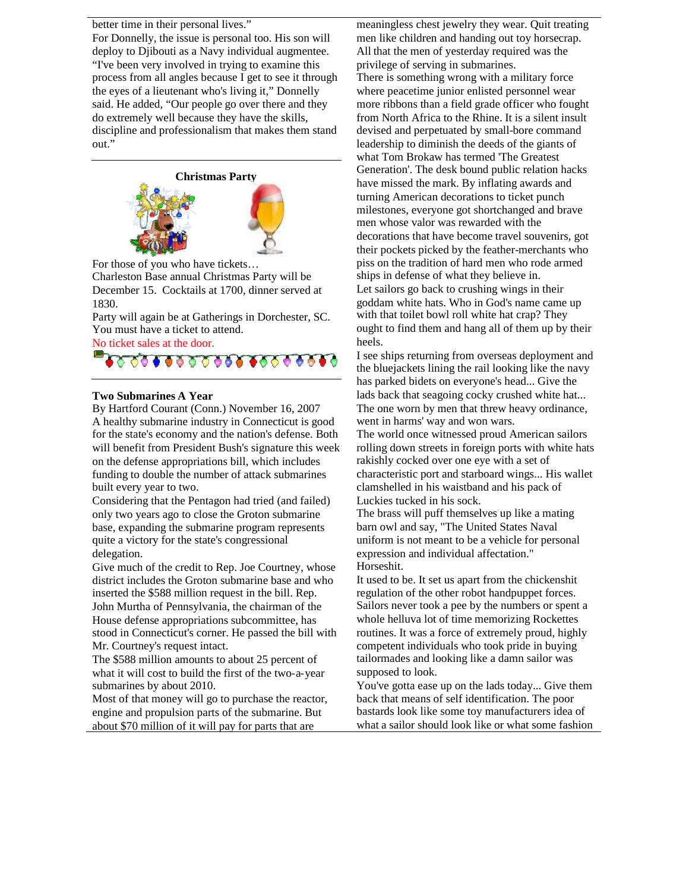better time in their personal lives."

For Donnelly, the issue is personal too. His son will deploy to Djibouti as a Navy individual augmentee. "I've been very involved in trying to examine this process from all angles because I get to see it through the eyes of a lieutenant who's living it," Donnelly said. He added, "Our people go over there and they do extremely well because they have the skills, discipline and professionalism that makes them stand out."

---

### Christmas Party

For those of you who have tickets…

Charleston Base annual Christmas Party will be December 15. Cocktails at 1700, dinner served at 1830.

Party will again be at Gatherings in Dorchester, SC. You must have a ticket to attend.

No ticket sales at the door.

---

### Two Submarines A Year

By Hartford Courant (Conn.) November 16, 2007

A healthy submarine industry in Connecticut is good for the state's economy and the nation's defense. Both will benefit from President Bush's signature this week on the defense appropriations bill, which includes funding to double the number of attack submarines built every year to two.

Considering that the Pentagon had tried (and failed) only two years ago to close the Groton submarine base, expanding the submarine program represents quite a victory for the state's congressional delegation.

Give much of the credit to Rep. Joe Courtney, whose district includes the Groton submarine base and who inserted the $588 million request in the bill. Rep. John Murtha of Pennsylvania, the chairman of the House defense appropriations subcommittee, has stood in Connecticut's corner. He passed the bill with Mr. Courtney's request intact.

The $588 million amounts to about 25 percent of what it will cost to build the first of the two-a-year submarines by about 2010.

Most of that money will go to purchase the reactor, engine and propulsion parts of the submarine. But about $70 million of it will pay for parts that are

meaningless chest jewelry they wear. Quit treating men like children and handing out toy horsecrap. All that the men of yesterday required was the privilege of serving in submarines.

There is something wrong with a military force where peacetime junior enlisted personnel wear more ribbons than a field grade officer who fought from North Africa to the Rhine. It is a silent insult devised and perpetuated by small-bore command leadership to diminish the deeds of the giants of what Tom Brokaw has termed 'The Greatest Generation'. The desk bound public relation hacks have missed the mark. By inflating awards and turning American decorations to ticket punch milestones, everyone got shortchanged and brave men whose valor was rewarded with the decorations that have become travel souvenirs, got their pockets picked by the feather-merchants who piss on the tradition of hard men who rode armed ships in defense of what they believe in.

Let sailors go back to crushing wings in their goddam white hats. Who in God's name came up with that toilet bowl roll white hat crap? They ought to find them and hang all of them up by their heels.

I see ships returning from overseas deployment and the bluejackets lining the rail looking like the navy has parked bidets on everyone's head... Give the lads back that seagoing cocky crushed white hat... The one worn by men that threw heavy ordinance, went in harms' way and won wars.

The world once witnessed proud American sailors rolling down streets in foreign ports with white hats rakishly cocked over one eye with a set of characteristic port and starboard wings... His wallet clamshelled in his waistband and his pack of Luckies tucked in his sock.

The brass will puff themselves up like a mating barn owl and say, "The United States Naval uniform is not meant to be a vehicle for personal expression and individual affectation."

Horseshit.

It used to be. It set us apart from the chickenshit regulation of the other robot handpuppet forces. Sailors never took a pee by the numbers or spent a whole helluva lot of time memorizing Rockettes routines. It was a force of extremely proud, highly competent individuals who took pride in buying tailormades and looking like a damn sailor was supposed to look.

You've gotta ease up on the lads today... Give them back that means of self identification. The poor bastards look like some toy manufacturers idea of what a sailor should look like or what some fashion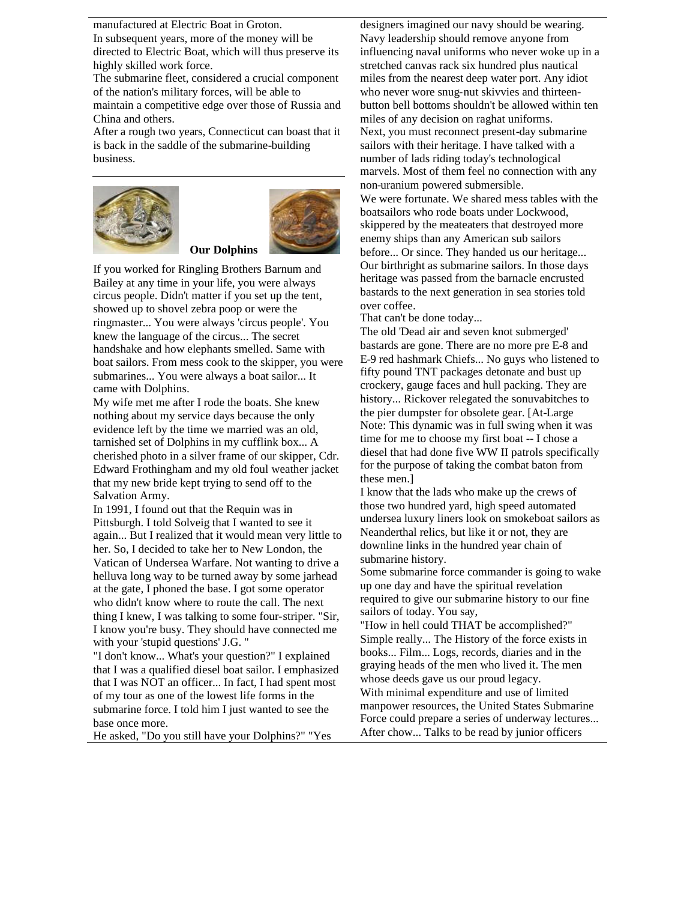manufactured at Electric Boat in Groton.

In subsequent years, more of the money will be directed to Electric Boat, which will thus preserve its highly skilled work force.

The submarine fleet, considered a crucial component of the nation's military forces, will be able to maintain a competitive edge over those of Russia and China and others.

After a rough two years, Connecticut can boast that it is back in the saddle of the submarine-building business.

---

**Our Dolphins**

If you worked for Ringling Brothers Barnum and Bailey at any time in your life, you were always circus people. Didn't matter if you set up the tent, showed up to shovel zebra poop or were the ringmaster... You were always 'circus people'. You knew the language of the circus... The secret handshake and how elephants smelled. Same with boat sailors. From mess cook to the skipper, you were submarines... You were always a boat sailor... It came with Dolphins.

My wife met me after I rode the boats. She knew nothing about my service days because the only evidence left by the time we married was an old, tarnished set of Dolphins in my cufflink box... A cherished photo in a silver frame of our skipper, Cdr. Edward Frothingham and my old foul weather jacket that my new bride kept trying to send off to the Salvation Army.

In 1991, I found out that the Requin was in Pittsburgh. I told Solveig that I wanted to see it again... But I realized that it would mean very little to her. So, I decided to take her to New London, the Vatican of Undersea Warfare. Not wanting to drive a helluva long way to be turned away by some jarhead at the gate, I phoned the base. I got some operator who didn't know where to route the call. The next thing I knew, I was talking to some four-striper. "Sir, I know you're busy. They should have connected me with your 'stupid questions' J.G. "

"I don't know... What's your question?" I explained that I was a qualified diesel boat sailor. I emphasized that I was NOT an officer... In fact, I had spent most of my tour as one of the lowest life forms in the submarine force. I told him I just wanted to see the base once more.

He asked, "Do you still have your Dolphins?" "Yes

designers imagined our navy should be wearing. Navy leadership should remove anyone from influencing naval uniforms who never woke up in a stretched canvas rack six hundred plus nautical miles from the nearest deep water port. Any idiot who never wore snug-nut skivvies and thirteen-button bell bottoms shouldn't be allowed within ten miles of any decision on raghat uniforms.

Next, you must reconnect present-day submarine sailors with their heritage. I have talked with a number of lads riding today's technological marvels. Most of them feel no connection with any non-uranium powered submersible.

We were fortunate. We shared mess tables with the boatsailors who rode boats under Lockwood, skippered by the meateaters that destroyed more enemy ships than any American sub sailors before... Or since. They handed us our heritage... Our birthright as submarine sailors. In those days heritage was passed from the barnacle encrusted bastards to the next generation in sea stories told over coffee.

That can't be done today...

The old 'Dead air and seven knot submerged' bastards are gone. There are no more pre E-8 and E-9 red hashmark Chiefs... No guys who listened to fifty pound TNT packages detonate and bust up crockery, gauge faces and hull packing. They are history... Rickover relegated the sonuvabitches to the pier dumpster for obsolete gear. [At-Large Note: This dynamic was in full swing when it was time for me to choose my first boat -- I chose a diesel that had done five WW II patrols specifically for the purpose of taking the combat baton from these men.]

I know that the lads who make up the crews of those two hundred yard, high speed automated undersea luxury liners look on smokeboat sailors as Neanderthal relics, but like it or not, they are downline links in the hundred year chain of submarine history.

Some submarine force commander is going to wake up one day and have the spiritual revelation required to give our submarine history to our fine sailors of today. You say,

"How in hell could THAT be accomplished?" Simple really... The History of the force exists in books... Film... Logs, records, diaries and in the graying heads of the men who lived it. The men whose deeds gave us our proud legacy.

With minimal expenditure and use of limited manpower resources, the United States Submarine Force could prepare a series of underway lectures... After chow... Talks to be read by junior officers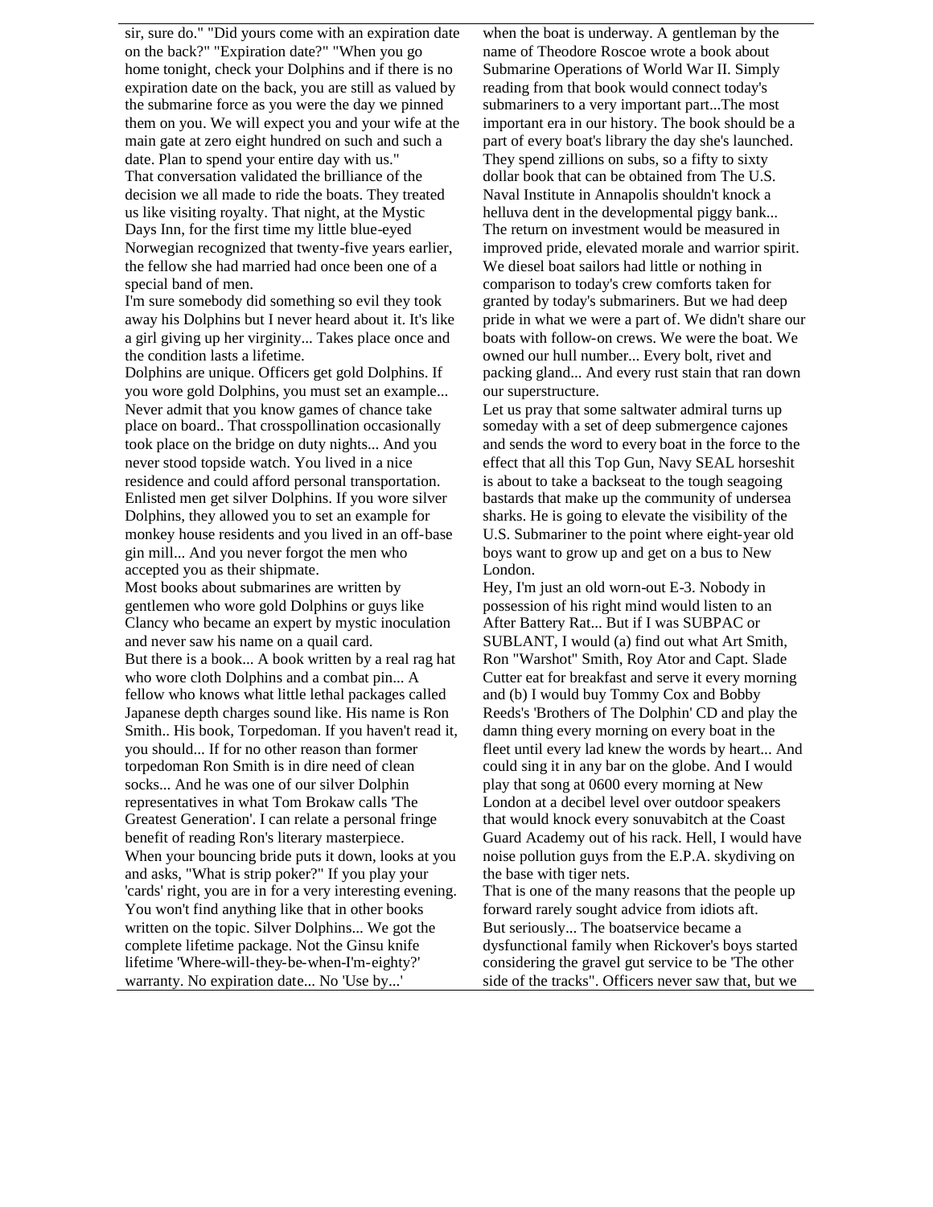sir, sure do." "Did yours come with an expiration date on the back?" "Expiration date?" "When you go home tonight, check your Dolphins and if there is no expiration date on the back, you are still as valued by the submarine force as you were the day we pinned them on you. We will expect you and your wife at the main gate at zero eight hundred on such and such a date. Plan to spend your entire day with us."

That conversation validated the brilliance of the decision we all made to ride the boats. They treated us like visiting royalty. That night, at the Mystic Days Inn, for the first time my little blue-eyed Norwegian recognized that twenty-five years earlier, the fellow she had married had once been one of a special band of men.

I'm sure somebody did something so evil they took away his Dolphins but I never heard about it. It's like a girl giving up her virginity... Takes place once and the condition lasts a lifetime.

Dolphins are unique. Officers get gold Dolphins. If you wore gold Dolphins, you must set an example... Never admit that you know games of chance take place on board.. That crosspollination occasionally took place on the bridge on duty nights... And you never stood topside watch. You lived in a nice residence and could afford personal transportation. Enlisted men get silver Dolphins. If you wore silver Dolphins, they allowed you to set an example for monkey house residents and you lived in an off-base gin mill... And you never forgot the men who accepted you as their shipmate.

Most books about submarines are written by gentlemen who wore gold Dolphins or guys like Clancy who became an expert by mystic inoculation and never saw his name on a quail card.

But there is a book... A book written by a real rag hat who wore cloth Dolphins and a combat pin... A fellow who knows what little lethal packages called Japanese depth charges sound like. His name is Ron Smith.. His book, Torpedoman. If you haven't read it, you should... If for no other reason than former torpedoman Ron Smith is in dire need of clean socks... And he was one of our silver Dolphin representatives in what Tom Brokaw calls 'The Greatest Generation'. I can relate a personal fringe benefit of reading Ron's literary masterpiece.

When your bouncing bride puts it down, looks at you and asks, "What is strip poker?" If you play your 'cards' right, you are in for a very interesting evening. You won't find anything like that in other books written on the topic. Silver Dolphins... We got the complete lifetime package. Not the Ginsu knife lifetime 'Where-will-they-be-when-I'm-eighty?' warranty. No expiration date... No 'Use by...' when the boat is underway. A gentleman by the name of Theodore Roscoe wrote a book about Submarine Operations of World War II. Simply reading from that book would connect today's submariners to a very important part...The most important era in our history. The book should be a part of every boat's library the day she's launched. They spend zillions on subs, so a fifty to sixty dollar book that can be obtained from The U.S. Naval Institute in Annapolis shouldn't knock a helluva dent in the developmental piggy bank... The return on investment would be measured in improved pride, elevated morale and warrior spirit. We diesel boat sailors had little or nothing in comparison to today's crew comforts taken for granted by today's submariners. But we had deep pride in what we were a part of. We didn't share our boats with follow-on crews. We were the boat. We owned our hull number... Every bolt, rivet and packing gland... And every rust stain that ran down our superstructure.

Let us pray that some saltwater admiral turns up someday with a set of deep submergence cajones and sends the word to every boat in the force to the effect that all this Top Gun, Navy SEAL horseshit is about to take a backseat to the tough seagoing bastards that make up the community of undersea sharks. He is going to elevate the visibility of the U.S. Submariner to the point where eight-year old boys want to grow up and get on a bus to New London.

Hey, I'm just an old worn-out E-3. Nobody in possession of his right mind would listen to an After Battery Rat... But if I was SUBPAC or SUBLANT, I would (a) find out what Art Smith, Ron "Warshot" Smith, Roy Ator and Capt. Slade Cutter eat for breakfast and serve it every morning and (b) I would buy Tommy Cox and Bobby Reeds's 'Brothers of The Dolphin' CD and play the damn thing every morning on every boat in the fleet until every lad knew the words by heart... And could sing it in any bar on the globe. And I would play that song at 0600 every morning at New London at a decibel level over outdoor speakers that would knock every sonuvabitch at the Coast Guard Academy out of his rack. Hell, I would have noise pollution guys from the E.P.A. skydiving on the base with tiger nets.

That is one of the many reasons that the people up forward rarely sought advice from idiots aft.

But seriously... The boatservice became a dysfunctional family when Rickover's boys started considering the gravel gut service to be 'The other side of the tracks". Officers never saw that, but we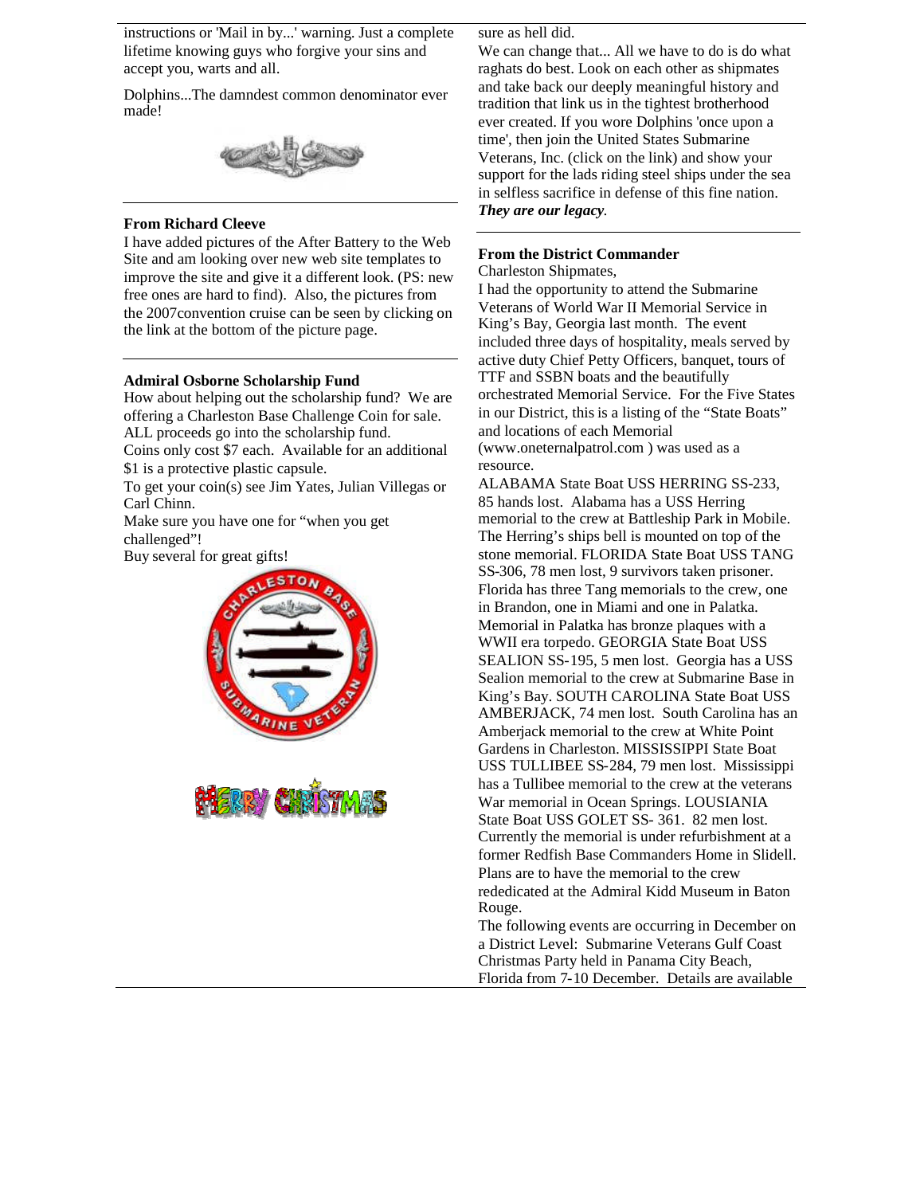instructions or 'Mail in by...' warning. Just a complete lifetime knowing guys who forgive your sins and accept you, warts and all.

Dolphins...The damndest common denominator ever made!

**From Richard Cleeve**

I have added pictures of the After Battery to the Web Site and am looking over new web site templates to improve the site and give it a different look. (PS: new free ones are hard to find). Also, the pictures from the 2007convention cruise can be seen by clicking on the link at the bottom of the picture page.

**Admiral Osborne Scholarship Fund**

How about helping out the scholarship fund? We are offering a Charleston Base Challenge Coin for sale. ALL proceeds go into the scholarship fund.
Coins only cost $7 each. Available for an additional $1 is a protective plastic capsule.
To get your coin(s) see Jim Yates, Julian Villegas or Carl Chinn.
Make sure you have one for "when you get challenged"!
Buy several for great gifts!

sure as hell did.
We can change that... All we have to do is do what raghats do best. Look on each other as shipmates and take back our deeply meaningful history and tradition that link us in the tightest brotherhood ever created. If you wore Dolphins 'once upon a time', then join the United States Submarine Veterans, Inc. (click on the link) and show your support for the lads riding steel ships under the sea in selfless sacrifice in defense of this fine nation. ***They are our legacy.***

**From the District Commander**

Charleston Shipmates,
I had the opportunity to attend the Submarine Veterans of World War II Memorial Service in King's Bay, Georgia last month. The event included three days of hospitality, meals served by active duty Chief Petty Officers, banquet, tours of TTF and SSBN boats and the beautifully orchestrated Memorial Service. For the Five States in our District, this is a listing of the "State Boats" and locations of each Memorial (www.oneternalpatrol.com ) was used as a resource.
ALABAMA State Boat USS HERRING SS-233, 85 hands lost. Alabama has a USS Herring memorial to the crew at Battleship Park in Mobile. The Herring's ships bell is mounted on top of the stone memorial. FLORIDA State Boat USS TANG SS-306, 78 men lost, 9 survivors taken prisoner. Florida has three Tang memorials to the crew, one in Brandon, one in Miami and one in Palatka. Memorial in Palatka has bronze plaques with a WWII era torpedo. GEORGIA State Boat USS SEALION SS-195, 5 men lost. Georgia has a USS Sealion memorial to the crew at Submarine Base in King's Bay. SOUTH CAROLINA State Boat USS AMBERJACK, 74 men lost. South Carolina has an Amberjack memorial to the crew at White Point Gardens in Charleston. MISSISSIPPI State Boat USS TULLIBEE SS-284, 79 men lost. Mississippi has a Tullibee memorial to the crew at the veterans War memorial in Ocean Springs. LOUSIANIA State Boat USS GOLET SS- 361. 82 men lost. Currently the memorial is under refurbishment at a former Redfish Base Commanders Home in Slidell. Plans are to have the memorial to the crew rededicated at the Admiral Kidd Museum in Baton Rouge.
The following events are occurring in December on a District Level: Submarine Veterans Gulf Coast Christmas Party held in Panama City Beach, Florida from 7-10 December. Details are available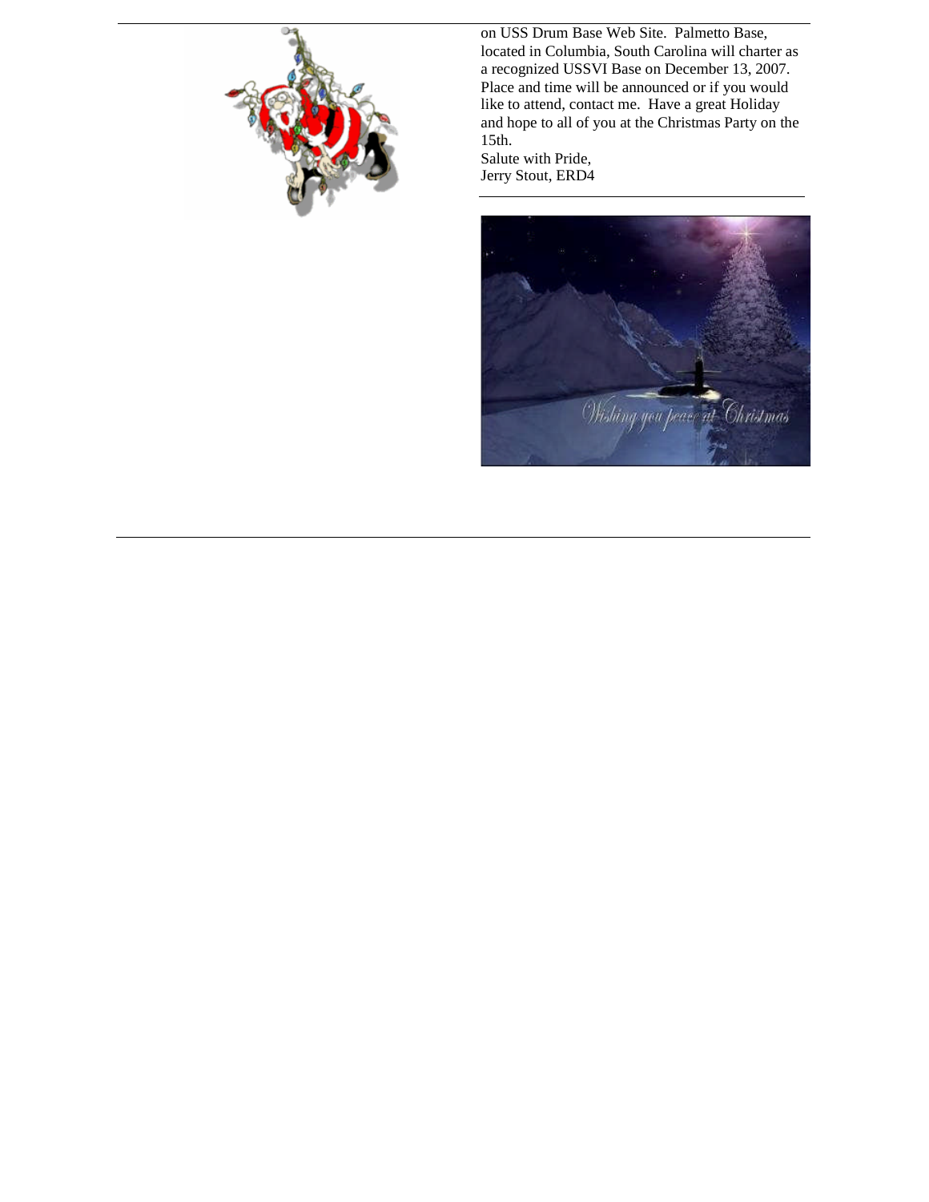on USS Drum Base Web Site. Palmetto Base, located in Columbia, South Carolina will charter as a recognized USSVI Base on December 13, 2007. Place and time will be announced or if you would like to attend, contact me. Have a great Holiday and hope to all of you at the Christmas Party on the 15th.

Salute with Pride,
Jerry Stout, ERD4